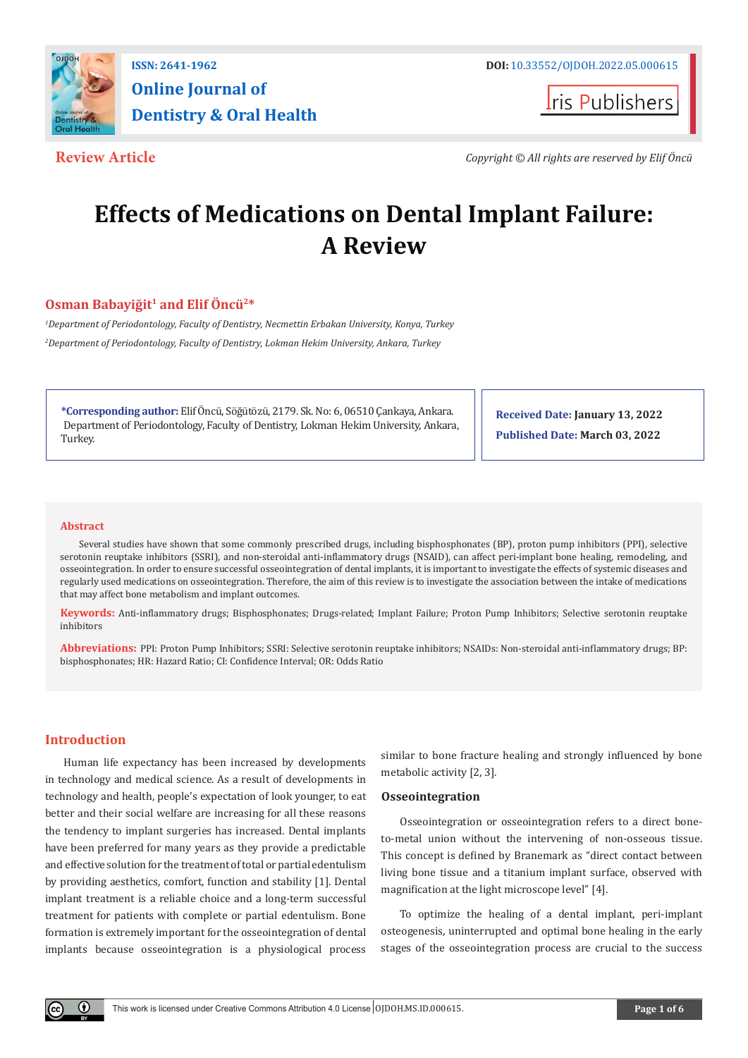**Review Article**

*Copyright © All rights reserved by Elif Öncü*

# Effects of Medications on Dental Implant Failure: A Review

**Osman Babayiğit[1] and Elif Öncü[2]\***

*[1]Department of Periodontology, Faculty of Dentistry, Necmettin Erbakan University, Konya, Turkey*

*[2]Department of Periodontology, Faculty of Dentistry, Lokman Hekim University, Ankara, Turkey*

**\*Corresponding author:** Elif Öncü, Söğütözü, 2179. Sk. No: 6, 06510 Çankaya, Ankara. Department of Periodontology, Faculty of Dentistry, Lokman Hekim University, Ankara, Turkey.

**Received Date:** January 13, 2022

**Published Date:** March 03, 2022

## Abstract

Several studies have shown that some commonly prescribed drugs, including bisphosphonates (BP), proton pump inhibitors (PPI), selective serotonin reuptake inhibitors (SSRI), and non-steroidal anti-inflammatory drugs (NSAID), can affect peri-implant bone healing, remodeling, and osseointegration. In order to ensure successful osseointegration of dental implants, it is important to investigate the effects of systemic diseases and regularly used medications on osseointegration. Therefore, the aim of this review is to investigate the association between the intake of medications that may affect bone metabolism and implant outcomes.

**Keywords:** Anti-inflammatory drugs; Bisphosphonates; Drugs-related; Implant Failure; Proton Pump Inhibitors; Selective serotonin reuptake inhibitors

**Abbreviations:** PPI: Proton Pump Inhibitors; SSRI: Selective serotonin reuptake inhibitors; NSAIDs: Non-steroidal anti-inflammatory drugs; BP: bisphosphonates; HR: Hazard Ratio; CI: Confidence Interval; OR: Odds Ratio

## Introduction

Human life expectancy has been increased by developments in technology and medical science. As a result of developments in technology and health, people's expectation of look younger, to eat better and their social welfare are increasing for all these reasons the tendency to implant surgeries has increased. Dental implants have been preferred for many years as they provide a predictable and effective solution for the treatment of total or partial edentulism by providing aesthetics, comfort, function and stability [1]. Dental implant treatment is a reliable choice and a long-term successful treatment for patients with complete or partial edentulism. Bone formation is extremely important for the osseointegration of dental implants because osseointegration is a physiological process similar to bone fracture healing and strongly influenced by bone metabolic activity [2, 3].

### Osseointegration

Osseointegration or osseointegration refers to a direct bone-to-metal union without the intervening of non-osseous tissue. This concept is defined by Branemark as "direct contact between living bone tissue and a titanium implant surface, observed with magnification at the light microscope level" [4].

To optimize the healing of a dental implant, peri-implant osteogenesis, uninterrupted and optimal bone healing in the early stages of the osseointegration process are crucial to the success

This work is licensed under Creative Commons Attribution 4.0 License | OJDOH.MS.ID.000615.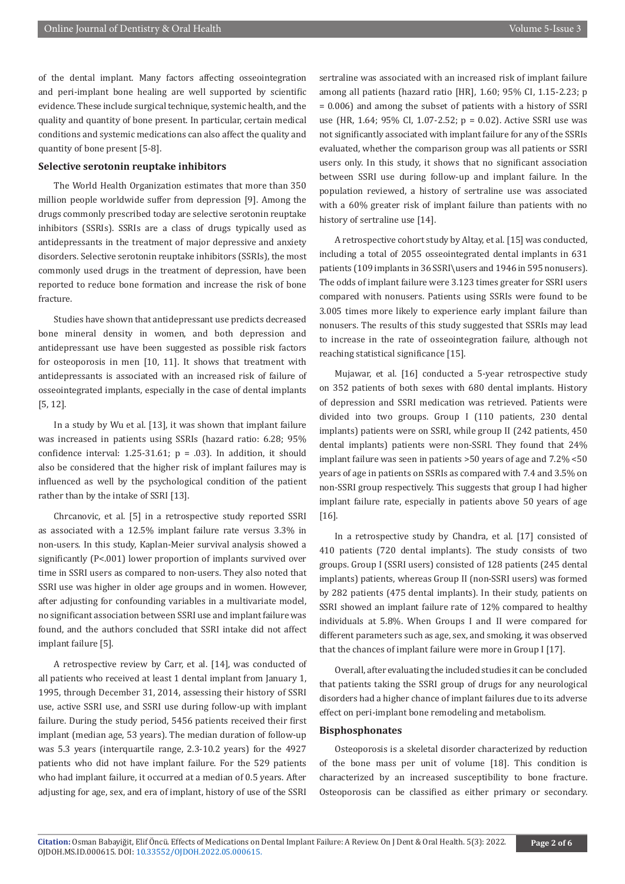of the dental implant. Many factors affecting osseointegration and peri-implant bone healing are well supported by scientific evidence. These include surgical technique, systemic health, and the quality and quantity of bone present. In particular, certain medical conditions and systemic medications can also affect the quality and quantity of bone present [5-8].

### Selective serotonin reuptake inhibitors

The World Health Organization estimates that more than 350 million people worldwide suffer from depression [9]. Among the drugs commonly prescribed today are selective serotonin reuptake inhibitors (SSRIs). SSRIs are a class of drugs typically used as antidepressants in the treatment of major depressive and anxiety disorders. Selective serotonin reuptake inhibitors (SSRIs), the most commonly used drugs in the treatment of depression, have been reported to reduce bone formation and increase the risk of bone fracture.

Studies have shown that antidepressant use predicts decreased bone mineral density in women, and both depression and antidepressant use have been suggested as possible risk factors for osteoporosis in men [10, 11]. It shows that treatment with antidepressants is associated with an increased risk of failure of osseointegrated implants, especially in the case of dental implants [5, 12].

In a study by Wu et al. [13], it was shown that implant failure was increased in patients using SSRIs (hazard ratio: 6.28; 95% confidence interval: 1.25-31.61; p = .03). In addition, it should also be considered that the higher risk of implant failures may is influenced as well by the psychological condition of the patient rather than by the intake of SSRI [13].

Chrcanovic, et al. [5] in a retrospective study reported SSRI as associated with a 12.5% implant failure rate versus 3.3% in non-users. In this study, Kaplan-Meier survival analysis showed a significantly (P<.001) lower proportion of implants survived over time in SSRI users as compared to non-users. They also noted that SSRI use was higher in older age groups and in women. However, after adjusting for confounding variables in a multivariate model, no significant association between SSRI use and implant failure was found, and the authors concluded that SSRI intake did not affect implant failure [5].

A retrospective review by Carr, et al. [14], was conducted of all patients who received at least 1 dental implant from January 1, 1995, through December 31, 2014, assessing their history of SSRI use, active SSRI use, and SSRI use during follow-up with implant failure. During the study period, 5456 patients received their first implant (median age, 53 years). The median duration of follow-up was 5.3 years (interquartile range, 2.3-10.2 years) for the 4927 patients who did not have implant failure. For the 529 patients who had implant failure, it occurred at a median of 0.5 years. After adjusting for age, sex, and era of implant, history of use of the SSRI sertraline was associated with an increased risk of implant failure among all patients (hazard ratio [HR], 1.60; 95% CI, 1.15-2.23; p = 0.006) and among the subset of patients with a history of SSRI use (HR, 1.64; 95% CI, 1.07-2.52; p = 0.02). Active SSRI use was not significantly associated with implant failure for any of the SSRIs evaluated, whether the comparison group was all patients or SSRI users only. In this study, it shows that no significant association between SSRI use during follow-up and implant failure. In the population reviewed, a history of sertraline use was associated with a 60% greater risk of implant failure than patients with no history of sertraline use [14].

A retrospective cohort study by Altay, et al. [15] was conducted, including a total of 2055 osseointegrated dental implants in 631 patients (109 implants in 36 SSRI\users and 1946 in 595 nonusers). The odds of implant failure were 3.123 times greater for SSRI users compared with nonusers. Patients using SSRIs were found to be 3.005 times more likely to experience early implant failure than nonusers. The results of this study suggested that SSRIs may lead to increase in the rate of osseointegration failure, although not reaching statistical significance [15].

Mujawar, et al. [16] conducted a 5-year retrospective study on 352 patients of both sexes with 680 dental implants. History of depression and SSRI medication was retrieved. Patients were divided into two groups. Group I (110 patients, 230 dental implants) patients were on SSRI, while group II (242 patients, 450 dental implants) patients were non-SSRI. They found that 24% implant failure was seen in patients >50 years of age and 7.2% <50 years of age in patients on SSRIs as compared with 7.4 and 3.5% on non-SSRI group respectively. This suggests that group I had higher implant failure rate, especially in patients above 50 years of age [16].

In a retrospective study by Chandra, et al. [17] consisted of 410 patients (720 dental implants). The study consists of two groups. Group I (SSRI users) consisted of 128 patients (245 dental implants) patients, whereas Group II (non-SSRI users) was formed by 282 patients (475 dental implants). In their study, patients on SSRI showed an implant failure rate of 12% compared to healthy individuals at 5.8%. When Groups I and II were compared for different parameters such as age, sex, and smoking, it was observed that the chances of implant failure were more in Group I [17].

Overall, after evaluating the included studies it can be concluded that patients taking the SSRI group of drugs for any neurological disorders had a higher chance of implant failures due to its adverse effect on peri-implant bone remodeling and metabolism.

### Bisphosphonates

Osteoporosis is a skeletal disorder characterized by reduction of the bone mass per unit of volume [18]. This condition is characterized by an increased susceptibility to bone fracture. Osteoporosis can be classified as either primary or secondary.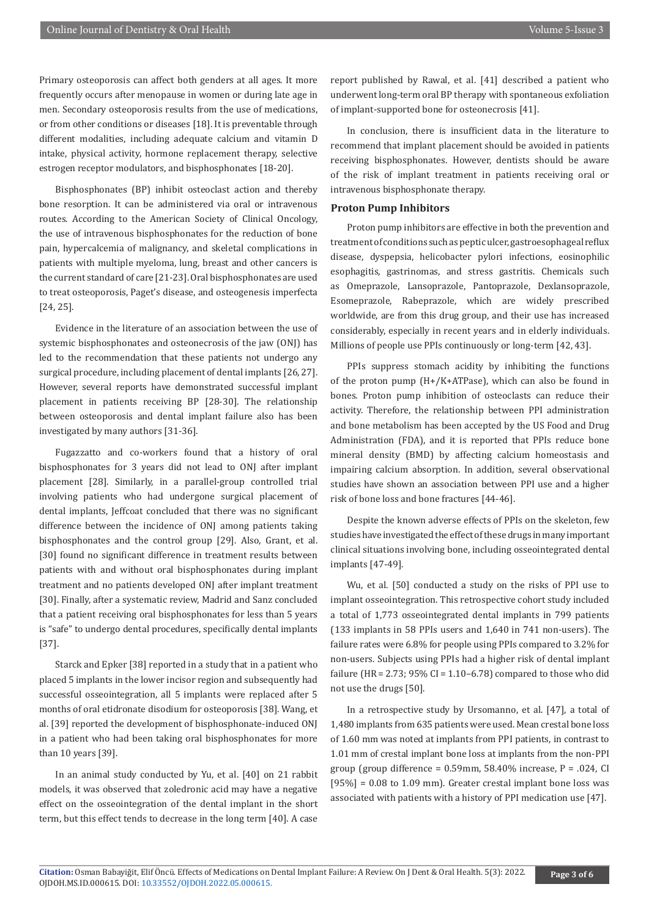Primary osteoporosis can affect both genders at all ages. It more frequently occurs after menopause in women or during late age in men. Secondary osteoporosis results from the use of medications, or from other conditions or diseases [18]. It is preventable through different modalities, including adequate calcium and vitamin D intake, physical activity, hormone replacement therapy, selective estrogen receptor modulators, and bisphosphonates [18-20].

Bisphosphonates (BP) inhibit osteoclast action and thereby bone resorption. It can be administered via oral or intravenous routes. According to the American Society of Clinical Oncology, the use of intravenous bisphosphonates for the reduction of bone pain, hypercalcemia of malignancy, and skeletal complications in patients with multiple myeloma, lung, breast and other cancers is the current standard of care [21-23]. Oral bisphosphonates are used to treat osteoporosis, Paget's disease, and osteogenesis imperfecta [24, 25].

Evidence in the literature of an association between the use of systemic bisphosphonates and osteonecrosis of the jaw (ONJ) has led to the recommendation that these patients not undergo any surgical procedure, including placement of dental implants [26, 27]. However, several reports have demonstrated successful implant placement in patients receiving BP [28-30]. The relationship between osteoporosis and dental implant failure also has been investigated by many authors [31-36].

Fugazzatto and co-workers found that a history of oral bisphosphonates for 3 years did not lead to ONJ after implant placement [28]. Similarly, in a parallel-group controlled trial involving patients who had undergone surgical placement of dental implants, Jeffcoat concluded that there was no significant difference between the incidence of ONJ among patients taking bisphosphonates and the control group [29]. Also, Grant, et al. [30] found no significant difference in treatment results between patients with and without oral bisphosphonates during implant treatment and no patients developed ONJ after implant treatment [30]. Finally, after a systematic review, Madrid and Sanz concluded that a patient receiving oral bisphosphonates for less than 5 years is "safe" to undergo dental procedures, specifically dental implants [37].

Starck and Epker [38] reported in a study that in a patient who placed 5 implants in the lower incisor region and subsequently had successful osseointegration, all 5 implants were replaced after 5 months of oral etidronate disodium for osteoporosis [38]. Wang, et al. [39] reported the development of bisphosphonate-induced ONJ in a patient who had been taking oral bisphosphonates for more than 10 years [39].

In an animal study conducted by Yu, et al. [40] on 21 rabbit models, it was observed that zoledronic acid may have a negative effect on the osseointegration of the dental implant in the short term, but this effect tends to decrease in the long term [40]. A case report published by Rawal, et al. [41] described a patient who underwent long-term oral BP therapy with spontaneous exfoliation of implant-supported bone for osteonecrosis [41].

In conclusion, there is insufficient data in the literature to recommend that implant placement should be avoided in patients receiving bisphosphonates. However, dentists should be aware of the risk of implant treatment in patients receiving oral or intravenous bisphosphonate therapy.

### Proton Pump Inhibitors

Proton pump inhibitors are effective in both the prevention and treatment of conditions such as peptic ulcer, gastroesophageal reflux disease, dyspepsia, helicobacter pylori infections, eosinophilic esophagitis, gastrinomas, and stress gastritis. Chemicals such as Omeprazole, Lansoprazole, Pantoprazole, Dexlansoprazole, Esomeprazole, Rabeprazole, which are widely prescribed worldwide, are from this drug group, and their use has increased considerably, especially in recent years and in elderly individuals. Millions of people use PPIs continuously or long-term [42, 43].

PPIs suppress stomach acidity by inhibiting the functions of the proton pump ($H^+/K^+$ATPase), which can also be found in bones. Proton pump inhibition of osteoclasts can reduce their activity. Therefore, the relationship between PPI administration and bone metabolism has been accepted by the US Food and Drug Administration (FDA), and it is reported that PPIs reduce bone mineral density (BMD) by affecting calcium homeostasis and impairing calcium absorption. In addition, several observational studies have shown an association between PPI use and a higher risk of bone loss and bone fractures [44-46].

Despite the known adverse effects of PPIs on the skeleton, few studies have investigated the effect of these drugs in many important clinical situations involving bone, including osseointegrated dental implants [47-49].

Wu, et al. [50] conducted a study on the risks of PPI use to implant osseointegration. This retrospective cohort study included a total of 1,773 osseointegrated dental implants in 799 patients (133 implants in 58 PPIs users and 1,640 in 741 non-users). The failure rates were 6.8% for people using PPIs compared to 3.2% for non-users. Subjects using PPIs had a higher risk of dental implant failure (HR = 2.73; 95% CI = 1.10–6.78) compared to those who did not use the drugs [50].

In a retrospective study by Ursomanno, et al. [47], a total of 1,480 implants from 635 patients were used. Mean crestal bone loss of 1.60 mm was noted at implants from PPI patients, in contrast to 1.01 mm of crestal implant bone loss at implants from the non-PPI group (group difference = 0.59mm, 58.40% increase, P = .024, CI [95%] = 0.08 to 1.09 mm). Greater crestal implant bone loss was associated with patients with a history of PPI medication use [47].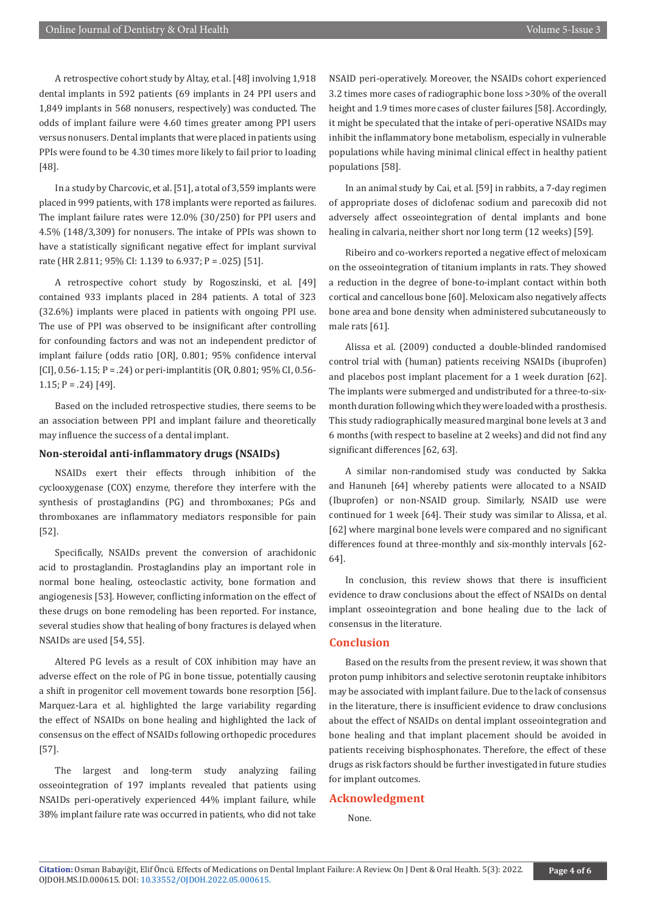A retrospective cohort study by Altay, et al. [48] involving 1,918 dental implants in 592 patients (69 implants in 24 PPI users and 1,849 implants in 568 nonusers, respectively) was conducted. The odds of implant failure were 4.60 times greater among PPI users versus nonusers. Dental implants that were placed in patients using PPIs were found to be 4.30 times more likely to fail prior to loading [48].

In a study by Charcovic, et al. [51], a total of 3,559 implants were placed in 999 patients, with 178 implants were reported as failures. The implant failure rates were 12.0% (30/250) for PPI users and 4.5% (148/3,309) for nonusers. The intake of PPIs was shown to have a statistically significant negative effect for implant survival rate (HR 2.811; 95% CI: 1.139 to 6.937; P = .025) [51].

A retrospective cohort study by Rogoszinski, et al. [49] contained 933 implants placed in 284 patients. A total of 323 (32.6%) implants were placed in patients with ongoing PPI use. The use of PPI was observed to be insignificant after controlling for confounding factors and was not an independent predictor of implant failure (odds ratio [OR], 0.801; 95% confidence interval [CI], 0.56-1.15; P = .24) or peri-implantitis (OR, 0.801; 95% CI, 0.56-1.15; P = .24) [49].

Based on the included retrospective studies, there seems to be an association between PPI and implant failure and theoretically may influence the success of a dental implant.

### Non-steroidal anti-inflammatory drugs (NSAIDs)

NSAIDs exert their effects through inhibition of the cyclooxygenase (COX) enzyme, therefore they interfere with the synthesis of prostaglandins (PG) and thromboxanes; PGs and thromboxanes are inflammatory mediators responsible for pain [52].

Specifically, NSAIDs prevent the conversion of arachidonic acid to prostaglandin. Prostaglandins play an important role in normal bone healing, osteoclastic activity, bone formation and angiogenesis [53]. However, conflicting information on the effect of these drugs on bone remodeling has been reported. For instance, several studies show that healing of bony fractures is delayed when NSAIDs are used [54, 55].

Altered PG levels as a result of COX inhibition may have an adverse effect on the role of PG in bone tissue, potentially causing a shift in progenitor cell movement towards bone resorption [56]. Marquez-Lara et al. highlighted the large variability regarding the effect of NSAIDs on bone healing and highlighted the lack of consensus on the effect of NSAIDs following orthopedic procedures [57].

The largest and long-term study analyzing failing osseointegration of 197 implants revealed that patients using NSAIDs peri-operatively experienced 44% implant failure, while 38% implant failure rate was occurred in patients, who did not take NSAID peri-operatively. Moreover, the NSAIDs cohort experienced 3.2 times more cases of radiographic bone loss >30% of the overall height and 1.9 times more cases of cluster failures [58]. Accordingly, it might be speculated that the intake of peri-operative NSAIDs may inhibit the inflammatory bone metabolism, especially in vulnerable populations while having minimal clinical effect in healthy patient populations [58].

In an animal study by Cai, et al. [59] in rabbits, a 7-day regimen of appropriate doses of diclofenac sodium and parecoxib did not adversely affect osseointegration of dental implants and bone healing in calvaria, neither short nor long term (12 weeks) [59].

Ribeiro and co-workers reported a negative effect of meloxicam on the osseointegration of titanium implants in rats. They showed a reduction in the degree of bone-to-implant contact within both cortical and cancellous bone [60]. Meloxicam also negatively affects bone area and bone density when administered subcutaneously to male rats [61].

Alissa et al. (2009) conducted a double-blinded randomised control trial with (human) patients receiving NSAIDs (ibuprofen) and placebos post implant placement for a 1 week duration [62]. The implants were submerged and undistributed for a three-to-six-month duration following which they were loaded with a prosthesis. This study radiographically measured marginal bone levels at 3 and 6 months (with respect to baseline at 2 weeks) and did not find any significant differences [62, 63].

A similar non-randomised study was conducted by Sakka and Hanuneh [64] whereby patients were allocated to a NSAID (Ibuprofen) or non-NSAID group. Similarly, NSAID use were continued for 1 week [64]. Their study was similar to Alissa, et al. [62] where marginal bone levels were compared and no significant differences found at three-monthly and six-monthly intervals [62-64].

In conclusion, this review shows that there is insufficient evidence to draw conclusions about the effect of NSAIDs on dental implant osseointegration and bone healing due to the lack of consensus in the literature.

## Conclusion

Based on the results from the present review, it was shown that proton pump inhibitors and selective serotonin reuptake inhibitors may be associated with implant failure. Due to the lack of consensus in the literature, there is insufficient evidence to draw conclusions about the effect of NSAIDs on dental implant osseointegration and bone healing and that implant placement should be avoided in patients receiving bisphosphonates. Therefore, the effect of these drugs as risk factors should be further investigated in future studies for implant outcomes.

## Acknowledgment

None.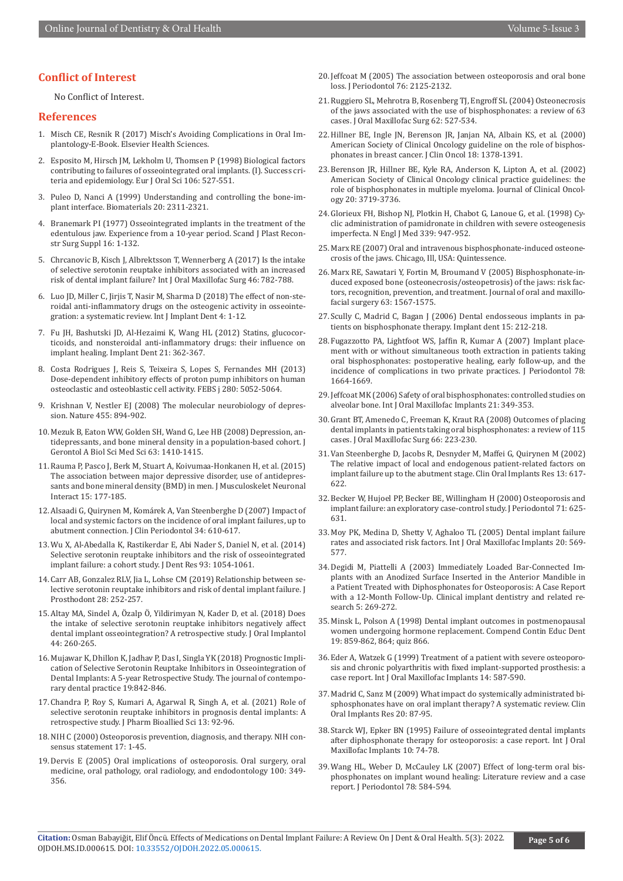## Conflict of Interest

No Conflict of Interest.

## References

1. Misch CE, Resnik R (2017) Misch's Avoiding Complications in Oral Implantology-E-Book. Elsevier Health Sciences.
2. Esposito M, Hirsch JM, Lekholm U, Thomsen P (1998) Biological factors contributing to failures of osseointegrated oral implants. (I). Success criteria and epidemiology. Eur J Oral Sci 106: 527-551.
3. Puleo D, Nanci A (1999) Understanding and controlling the bone-implant interface. Biomaterials 20: 2311-2321.
4. Branemark PI (1977) Osseointegrated implants in the treatment of the edentulous jaw. Experience from a 10-year period. Scand J Plast Reconstr Surg Suppl 16: 1-132.
5. Chrcanovic B, Kisch J, Albrektsson T, Wennerberg A (2017) Is the intake of selective serotonin reuptake inhibitors associated with an increased risk of dental implant failure? Int J Oral Maxillofac Surg 46: 782-788.
6. Luo JD, Miller C, Jirjis T, Nasir M, Sharma D (2018) The effect of non-steroidal anti-inflammatory drugs on the osteogenic activity in osseointegration: a systematic review. Int J Implant Dent 4: 1-12.
7. Fu JH, Bashutski JD, Al-Hezaimi K, Wang HL (2012) Statins, glucocorticoids, and nonsteroidal anti-inflammatory drugs: their influence on implant healing. Implant Dent 21: 362-367.
8. Costa Rodrigues J, Reis S, Teixeira S, Lopes S, Fernandes MH (2013) Dose-dependent inhibitory effects of proton pump inhibitors on human osteoclastic and osteoblastic cell activity. FEBS j 280: 5052-5064.
9. Krishnan V, Nestler EJ (2008) The molecular neurobiology of depression. Nature 455: 894-902.
10. Mezuk B, Eaton WW, Golden SH, Wang G, Lee HB (2008) Depression, antidepressants, and bone mineral density in a population-based cohort. J Gerontol A Biol Sci Med Sci 63: 1410-1415.
11. Rauma P, Pasco J, Berk M, Stuart A, Koivumaa-Honkanen H, et al. (2015) The association between major depressive disorder, use of antidepressants and bone mineral density (BMD) in men. J Musculoskelet Neuronal Interact 15: 177-185.
12. Alsaadi G, Quirynen M, Komárek A, Van Steenberghe D (2007) Impact of local and systemic factors on the incidence of oral implant failures, up to abutment connection. J Clin Periodontol 34: 610-617.
13. Wu X, Al-Abedalla K, Rastikerdar E, Abi Nader S, Daniel N, et al. (2014) Selective serotonin reuptake inhibitors and the risk of osseointegrated implant failure: a cohort study. J Dent Res 93: 1054-1061.
14. Carr AB, Gonzalez RLV, Jia L, Lohse CM (2019) Relationship between selective serotonin reuptake inhibitors and risk of dental implant failure. J Prosthodont 28: 252-257.
15. Altay MA, Sindel A, Özalp Ö, Yildirimyan N, Kader D, et al. (2018) Does the intake of selective serotonin reuptake inhibitors negatively affect dental implant osseointegration? A retrospective study. J Oral Implantol 44: 260-265.
16. Mujawar K, Dhillon K, Jadhav P, Das I, Singla YK (2018) Prognostic Implication of Selective Serotonin Reuptake Inhibitors in Osseointegration of Dental Implants: A 5-year Retrospective Study. The journal of contemporary dental practice 19:842-846.
17. Chandra P, Roy S, Kumari A, Agarwal R, Singh A, et al. (2021) Role of selective serotonin reuptake inhibitors in prognosis dental implants: A retrospective study. J Pharm Bioallied Sci 13: 92-96.
18. NIH C (2000) Osteoporosis prevention, diagnosis, and therapy. NIH consensus statement 17: 1-45.
19. Dervis E (2005) Oral implications of osteoporosis. Oral surgery, oral medicine, oral pathology, oral radiology, and endodontology 100: 349-356.
20. Jeffcoat M (2005) The association between osteoporosis and oral bone loss. J Periodontol 76: 2125-2132.
21. Ruggiero SL, Mehrotra B, Rosenberg TJ, Engroff SL (2004) Osteonecrosis of the jaws associated with the use of bisphosphonates: a review of 63 cases. J Oral Maxillofac Surg 62: 527-534.
22. Hillner BE, Ingle JN, Berenson JR, Janjan NA, Albain KS, et al. (2000) American Society of Clinical Oncology guideline on the role of bisphosphonates in breast cancer. J Clin Oncol 18: 1378-1391.
23. Berenson JR, Hillner BE, Kyle RA, Anderson K, Lipton A, et al. (2002) American Society of Clinical Oncology clinical practice guidelines: the role of bisphosphonates in multiple myeloma. Journal of Clinical Oncology 20: 3719-3736.
24. Glorieux FH, Bishop NJ, Plotkin H, Chabot G, Lanoue G, et al. (1998) Cyclic administration of pamidronate in children with severe osteogenesis imperfecta. N Engl J Med 339: 947-952.
25. Marx RE (2007) Oral and intravenous bisphosphonate-induced osteonecrosis of the jaws. Chicago, Ill, USA: Quintessence.
26. Marx RE, Sawatari Y, Fortin M, Broumand V (2005) Bisphosphonate-induced exposed bone (osteonecrosis/osteopetrosis) of the jaws: risk factors, recognition, prevention, and treatment. Journal of oral and maxillofacial surgery 63: 1567-1575.
27. Scully C, Madrid C, Bagan J (2006) Dental endosseous implants in patients on bisphosphonate therapy. Implant dent 15: 212-218.
28. Fugazzotto PA, Lightfoot WS, Jaffin R, Kumar A (2007) Implant placement with or without simultaneous tooth extraction in patients taking oral bisphosphonates: postoperative healing, early follow-up, and the incidence of complications in two private practices. J Periodontol 78: 1664-1669.
29. Jeffcoat MK (2006) Safety of oral bisphosphonates: controlled studies on alveolar bone. Int J Oral Maxillofac Implants 21: 349-353.
30. Grant BT, Amenedo C, Freeman K, Kraut RA (2008) Outcomes of placing dental implants in patients taking oral bisphosphonates: a review of 115 cases. J Oral Maxillofac Surg 66: 223-230.
31. Van Steenberghe D, Jacobs R, Desnyder M, Maffei G, Quirynen M (2002) The relative impact of local and endogenous patient-related factors on implant failure up to the abutment stage. Clin Oral Implants Res 13: 617-622.
32. Becker W, Hujoel PP, Becker BE, Willingham H (2000) Osteoporosis and implant failure: an exploratory case-control study. J Periodontol 71: 625-631.
33. Moy PK, Medina D, Shetty V, Aghaloo TL (2005) Dental implant failure rates and associated risk factors. Int J Oral Maxillofac Implants 20: 569-577.
34. Degidi M, Piattelli A (2003) Immediately Loaded Bar-Connected Implants with an Anodized Surface Inserted in the Anterior Mandible in a Patient Treated with Diphosphonates for Osteoporosis: A Case Report with a 12-Month Follow-Up. Clinical implant dentistry and related research 5: 269-272.
35. Minsk L, Polson A (1998) Dental implant outcomes in postmenopausal women undergoing hormone replacement. Compend Contin Educ Dent 19: 859-862, 864; quiz 866.
36. Eder A, Watzek G (1999) Treatment of a patient with severe osteoporosis and chronic polyarthritis with fixed implant-supported prosthesis: a case report. Int J Oral Maxillofac Implants 14: 587-590.
37. Madrid C, Sanz M (2009) What impact do systemically administrated bisphosphonates have on oral implant therapy? A systematic review. Clin Oral Implants Res 20: 87-95.
38. Starck WJ, Epker BN (1995) Failure of osseointegrated dental implants after diphosphonate therapy for osteoporosis: a case report. Int J Oral Maxillofac Implants 10: 74-78.
39. Wang HL, Weber D, McCauley LK (2007) Effect of long-term oral bisphosphonates on implant wound healing: Literature review and a case report. J Periodontol 78: 584-594.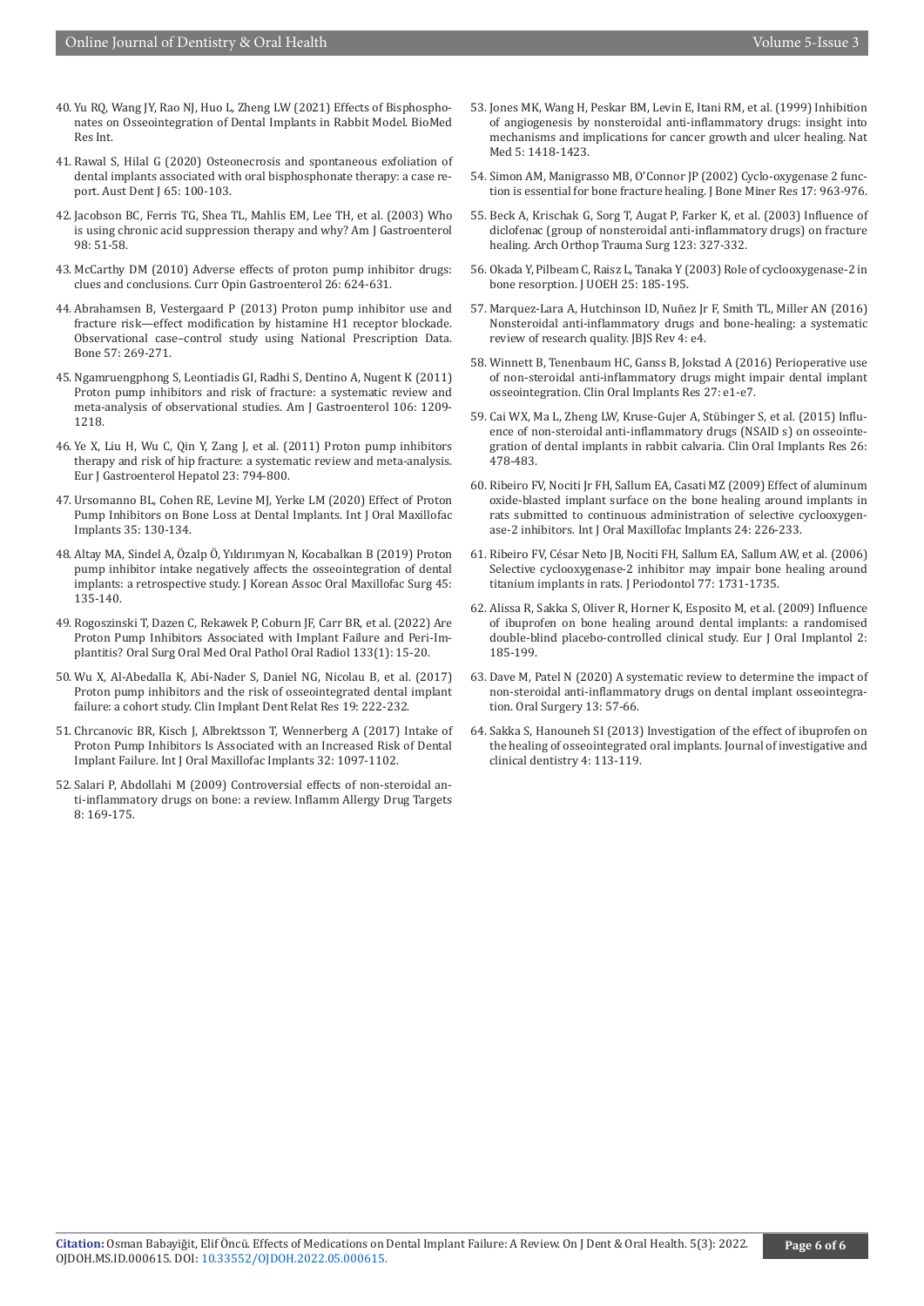40. Yu RQ, Wang JY, Rao NJ, Huo L, Zheng LW (2021) Effects of Bisphosphonates on Osseointegration of Dental Implants in Rabbit Model. BioMed Res Int.

41. Rawal S, Hilal G (2020) Osteonecrosis and spontaneous exfoliation of dental implants associated with oral bisphosphonate therapy: a case report. Aust Dent J 65: 100-103.

42. Jacobson BC, Ferris TG, Shea TL, Mahlis EM, Lee TH, et al. (2003) Who is using chronic acid suppression therapy and why? Am J Gastroenterol 98: 51-58.

43. McCarthy DM (2010) Adverse effects of proton pump inhibitor drugs: clues and conclusions. Curr Opin Gastroenterol 26: 624-631.

44. Abrahamsen B, Vestergaard P (2013) Proton pump inhibitor use and fracture risk—effect modification by histamine H1 receptor blockade. Observational case–control study using National Prescription Data. Bone 57: 269-271.

45. Ngamruengphong S, Leontiadis GI, Radhi S, Dentino A, Nugent K (2011) Proton pump inhibitors and risk of fracture: a systematic review and meta-analysis of observational studies. Am J Gastroenterol 106: 1209-1218.

46. Ye X, Liu H, Wu C, Qin Y, Zang J, et al. (2011) Proton pump inhibitors therapy and risk of hip fracture: a systematic review and meta-analysis. Eur J Gastroenterol Hepatol 23: 794-800.

47. Ursomanno BL, Cohen RE, Levine MJ, Yerke LM (2020) Effect of Proton Pump Inhibitors on Bone Loss at Dental Implants. Int J Oral Maxillofac Implants 35: 130-134.

48. Altay MA, Sindel A, Özalp Ö, Yıldırımyan N, Kocabalkan B (2019) Proton pump inhibitor intake negatively affects the osseointegration of dental implants: a retrospective study. J Korean Assoc Oral Maxillofac Surg 45: 135-140.

49. Rogoszinski T, Dazen C, Rekawek P, Coburn JF, Carr BR, et al. (2022) Are Proton Pump Inhibitors Associated with Implant Failure and Peri-Implantitis? Oral Surg Oral Med Oral Pathol Oral Radiol 133(1): 15-20.

50. Wu X, Al-Abedalla K, Abi-Nader S, Daniel NG, Nicolau B, et al. (2017) Proton pump inhibitors and the risk of osseointegrated dental implant failure: a cohort study. Clin Implant Dent Relat Res 19: 222-232.

51. Chrcanovic BR, Kisch J, Albrektsson T, Wennerberg A (2017) Intake of Proton Pump Inhibitors Is Associated with an Increased Risk of Dental Implant Failure. Int J Oral Maxillofac Implants 32: 1097-1102.

52. Salari P, Abdollahi M (2009) Controversial effects of non-steroidal anti-inflammatory drugs on bone: a review. Inflamm Allergy Drug Targets 8: 169-175.

53. Jones MK, Wang H, Peskar BM, Levin E, Itani RM, et al. (1999) Inhibition of angiogenesis by nonsteroidal anti-inflammatory drugs: insight into mechanisms and implications for cancer growth and ulcer healing. Nat Med 5: 1418-1423.

54. Simon AM, Manigrasso MB, O'Connor JP (2002) Cyclo-oxygenase 2 function is essential for bone fracture healing. J Bone Miner Res 17: 963-976.

55. Beck A, Krischak G, Sorg T, Augat P, Farker K, et al. (2003) Influence of diclofenac (group of nonsteroidal anti-inflammatory drugs) on fracture healing. Arch Orthop Trauma Surg 123: 327-332.

56. Okada Y, Pilbeam C, Raisz L, Tanaka Y (2003) Role of cyclooxygenase-2 in bone resorption. J UOEH 25: 185-195.

57. Marquez-Lara A, Hutchinson ID, Nuñez Jr F, Smith TL, Miller AN (2016) Nonsteroidal anti-inflammatory drugs and bone-healing: a systematic review of research quality. JBJS Rev 4: e4.

58. Winnett B, Tenenbaum HC, Ganss B, Jokstad A (2016) Perioperative use of non-steroidal anti-inflammatory drugs might impair dental implant osseointegration. Clin Oral Implants Res 27: e1-e7.

59. Cai WX, Ma L, Zheng LW, Kruse-Gujer A, Stübinger S, et al. (2015) Influence of non-steroidal anti-inflammatory drugs (NSAID s) on osseointegration of dental implants in rabbit calvaria. Clin Oral Implants Res 26: 478-483.

60. Ribeiro FV, Nociti Jr FH, Sallum EA, Casati MZ (2009) Effect of aluminum oxide-blasted implant surface on the bone healing around implants in rats submitted to continuous administration of selective cyclooxygenase-2 inhibitors. Int J Oral Maxillofac Implants 24: 226-233.

61. Ribeiro FV, César Neto JB, Nociti FH, Sallum EA, Sallum AW, et al. (2006) Selective cyclooxygenase-2 inhibitor may impair bone healing around titanium implants in rats. J Periodontol 77: 1731-1735.

62. Alissa R, Sakka S, Oliver R, Horner K, Esposito M, et al. (2009) Influence of ibuprofen on bone healing around dental implants: a randomised double-blind placebo-controlled clinical study. Eur J Oral Implantol 2: 185-199.

63. Dave M, Patel N (2020) A systematic review to determine the impact of non-steroidal anti-inflammatory drugs on dental implant osseointegration. Oral Surgery 13: 57-66.

64. Sakka S, Hanouneh SI (2013) Investigation of the effect of ibuprofen on the healing of osseointegrated oral implants. Journal of investigative and clinical dentistry 4: 113-119.